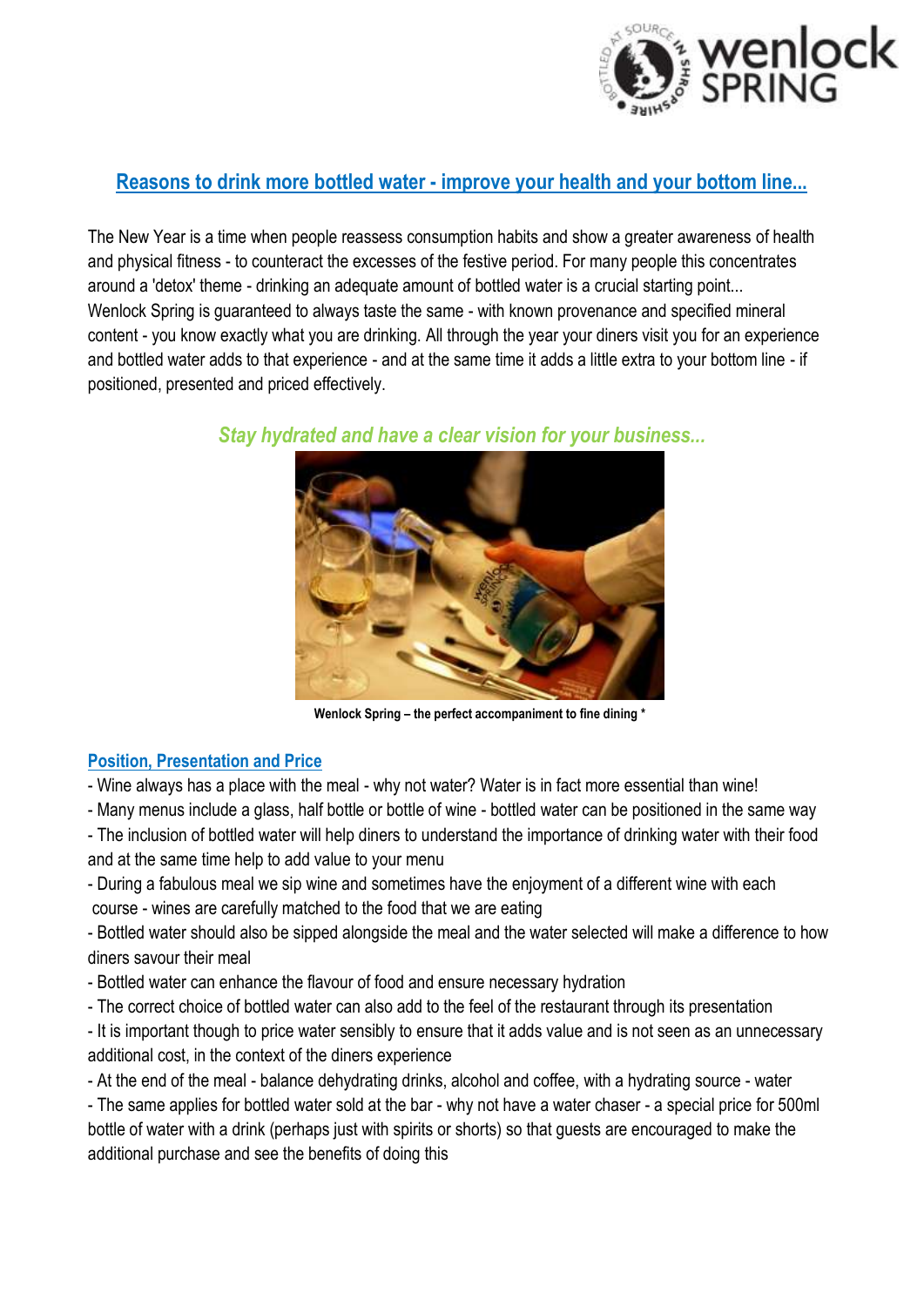## Reasons to drink more bottled water - improve your health and your bottom line...

The New Year is a time when people reassess consumption habits and show a greater awareness of health and physical fitness - to counteract the excesses of the festive period. For many people this concentrates around a 'detox' theme - drinking an adequate amount of bottled water is a crucial starting point...
Wenlock Spring is guaranteed to always taste the same - with known provenance and specified mineral content - you know exactly what you are drinking. All through the year your diners visit you for an experience and bottled water adds to that experience - and at the same time it adds a little extra to your bottom line - if positioned, presented and priced effectively.

*Stay hydrated and have a clear vision for your business...*

**Wenlock Spring – the perfect accompaniment to fine dining \***

### Position, Presentation and Price

- Wine always has a place with the meal - why not water? Water is in fact more essential than wine!
- Many menus include a glass, half bottle or bottle of wine - bottled water can be positioned in the same way
- The inclusion of bottled water will help diners to understand the importance of drinking water with their food and at the same time help to add value to your menu
- During a fabulous meal we sip wine and sometimes have the enjoyment of a different wine with each course - wines are carefully matched to the food that we are eating
- Bottled water should also be sipped alongside the meal and the water selected will make a difference to how diners savour their meal
- Bottled water can enhance the flavour of food and ensure necessary hydration
- The correct choice of bottled water can also add to the feel of the restaurant through its presentation
- It is important though to price water sensibly to ensure that it adds value and is not seen as an unnecessary additional cost, in the context of the diners experience
- At the end of the meal - balance dehydrating drinks, alcohol and coffee, with a hydrating source - water
- The same applies for bottled water sold at the bar - why not have a water chaser - a special price for 500ml bottle of water with a drink (perhaps just with spirits or shorts) so that guests are encouraged to make the additional purchase and see the benefits of doing this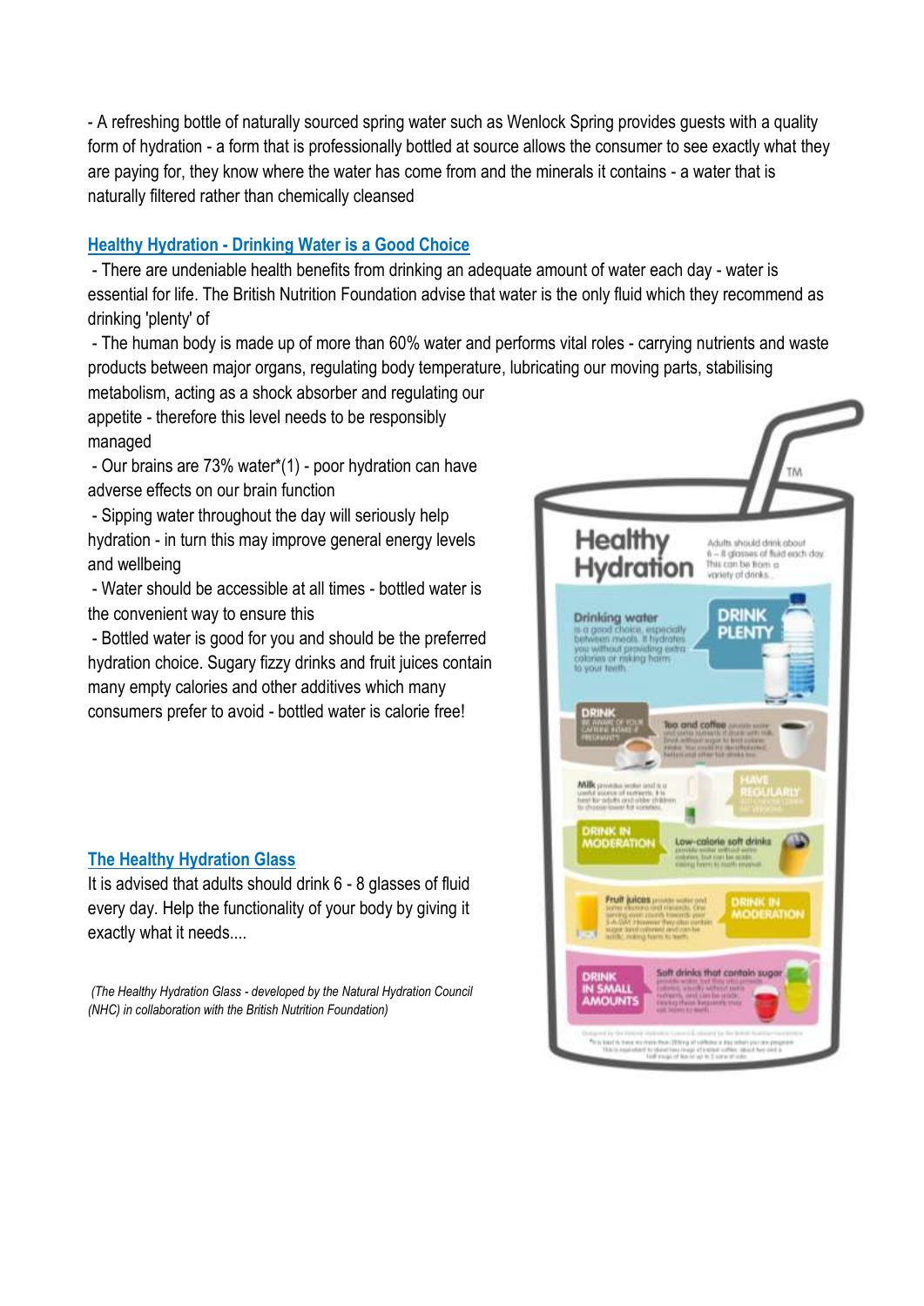- A refreshing bottle of naturally sourced spring water such as Wenlock Spring provides guests with a quality form of hydration - a form that is professionally bottled at source allows the consumer to see exactly what they are paying for, they know where the water has come from and the minerals it contains - a water that is naturally filtered rather than chemically cleansed

## Healthy Hydration - Drinking Water is a Good Choice

- There are undeniable health benefits from drinking an adequate amount of water each day - water is essential for life. The British Nutrition Foundation advise that water is the only fluid which they recommend as drinking 'plenty' of
- The human body is made up of more than 60% water and performs vital roles - carrying nutrients and waste products between major organs, regulating body temperature, lubricating our moving parts, stabilising metabolism, acting as a shock absorber and regulating our appetite - therefore this level needs to be responsibly managed
- Our brains are 73% water*(1) - poor hydration can have adverse effects on our brain function
- Sipping water throughout the day will seriously help hydration - in turn this may improve general energy levels and wellbeing
- Water should be accessible at all times - bottled water is the convenient way to ensure this
- Bottled water is good for you and should be the preferred hydration choice. Sugary fizzy drinks and fruit juices contain many empty calories and other additives which many consumers prefer to avoid - bottled water is calorie free!

## The Healthy Hydration Glass

It is advised that adults should drink 6 - 8 glasses of fluid every day. Help the functionality of your body by giving it exactly what it needs....

*(The Healthy Hydration Glass - developed by the Natural Hydration Council (NHC) in collaboration with the British Nutrition Foundation)*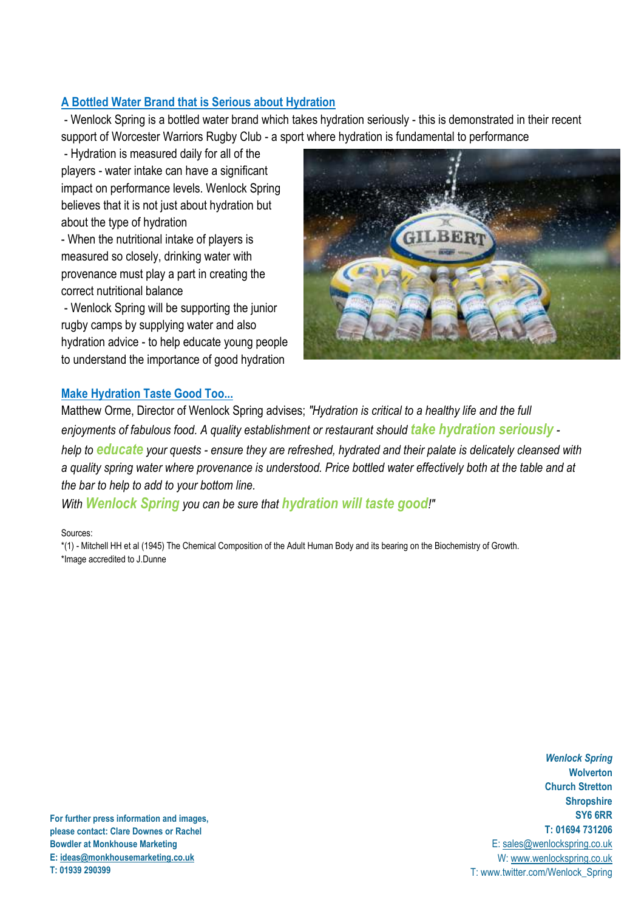## A Bottled Water Brand that is Serious about Hydration

- Wenlock Spring is a bottled water brand which takes hydration seriously - this is demonstrated in their recent support of Worcester Warriors Rugby Club - a sport where hydration is fundamental to performance
- Hydration is measured daily for all of the players - water intake can have a significant impact on performance levels. Wenlock Spring believes that it is not just about hydration but about the type of hydration
- When the nutritional intake of players is measured so closely, drinking water with provenance must play a part in creating the correct nutritional balance
- Wenlock Spring will be supporting the junior rugby camps by supplying water and also hydration advice - to help educate young people to understand the importance of good hydration

## Make Hydration Taste Good Too...

Matthew Orme, Director of Wenlock Spring advises; *"Hydration is critical to a healthy life and the full enjoyments of fabulous food. A quality establishment or restaurant should* ***take hydration seriously*** *- help to* ***educate*** *your quests - ensure they are refreshed, hydrated and their palate is delicately cleansed with a quality spring water where provenance is understood. Price bottled water effectively both at the table and at the bar to help to add to your bottom line.*
*With* ***Wenlock Spring*** *you can be sure that* ***hydration will taste good****!"*

Sources:
*(1) - Mitchell HH et al (1945) The Chemical Composition of the Adult Human Body and its bearing on the Biochemistry of Growth.
*Image accredited to J.Dunne

**For further press information and images, please contact: Clare Downes or Rachel Bowdler at Monkhouse Marketing**
**E: ideas@monkhousemarketing.co.uk**
**T: 01939 290399**

***Wenlock Spring***
**Wolverton**
**Church Stretton**
**Shropshire**
**SY6 6RR**
**T: 01694 731206**
E: sales@wenlockspring.co.uk
W: www.wenlockspring.co.uk
T: www.twitter.com/Wenlock_Spring